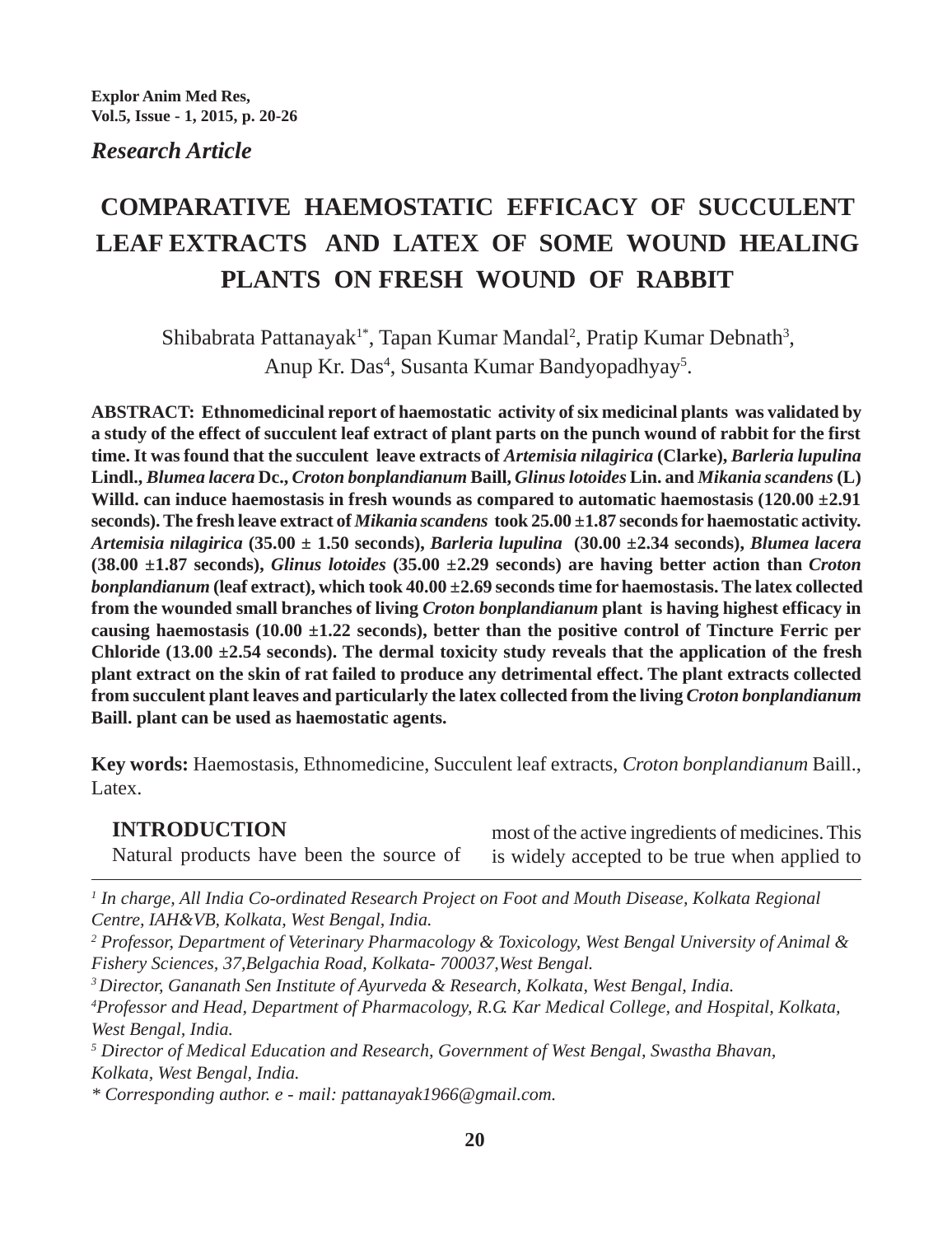*Research Article*

# COMPARATIVE HAEMOSTATIC EFFICACY OF SUCCULENT LEAF EXTRACTS AND LATEX OF SOME WOUND HEALING PLANTS ON FRESH WOUND OF RABBIT

Shibabrata Pattanayak[1*], Tapan Kumar Mandal[2], Pratip Kumar Debnath[3], Anup Kr. Das[4], Susanta Kumar Bandyopadhyay[5].

**ABSTRACT: Ethnomedicinal report of haemostatic activity of six medicinal plants was validated by a study of the effect of succulent leaf extract of plant parts on the punch wound of rabbit for the first time. It was found that the succulent leave extracts of *Artemisia nilagirica* (Clarke), *Barleria lupulina* Lindl., *Blumea lacera* Dc., *Croton bonplandianum* Baill, *Glinus lotoides* Lin. and *Mikania scandens* (L) Willd. can induce haemostasis in fresh wounds as compared to automatic haemostasis (120.00 ±2.91 seconds). The fresh leave extract of *Mikania scandens* took 25.00 ±1.87 seconds for haemostatic activity. *Artemisia nilagirica* (35.00 ± 1.50 seconds), *Barleria lupulina* (30.00 ±2.34 seconds), *Blumea lacera* (38.00 ±1.87 seconds), *Glinus lotoides* (35.00 ±2.29 seconds) are having better action than *Croton bonplandianum* (leaf extract), which took 40.00 ±2.69 seconds time for haemostasis. The latex collected from the wounded small branches of living *Croton bonplandianum* plant is having highest efficacy in causing haemostasis (10.00 ±1.22 seconds), better than the positive control of Tincture Ferric per Chloride (13.00 ±2.54 seconds). The dermal toxicity study reveals that the application of the fresh plant extract on the skin of rat failed to produce any detrimental effect. The plant extracts collected from succulent plant leaves and particularly the latex collected from the living *Croton bonplandianum* Baill. plant can be used as haemostatic agents.**

**Key words:** Haemostasis, Ethnomedicine, Succulent leaf extracts, *Croton bonplandianum* Baill., Latex.

## INTRODUCTION

Natural products have been the source of most of the active ingredients of medicines. This is widely accepted to be true when applied to

---

[1] In charge, All India Co-ordinated Research Project on Foot and Mouth Disease, Kolkata Regional Centre, IAH&VB, Kolkata, West Bengal, India.

[2] Professor, Department of Veterinary Pharmacology & Toxicology, West Bengal University of Animal & Fishery Sciences, 37,Belgachia Road, Kolkata- 700037,West Bengal.

[3] Director, Gananath Sen Institute of Ayurveda & Research, Kolkata, West Bengal, India.

[4] Professor and Head, Department of Pharmacology, R.G. Kar Medical College, and Hospital, Kolkata, West Bengal, India.

[5] Director of Medical Education and Research, Government of West Bengal, Swastha Bhavan, Kolkata, West Bengal, India.

* Corresponding author. e - mail: pattanayak1966@gmail.com.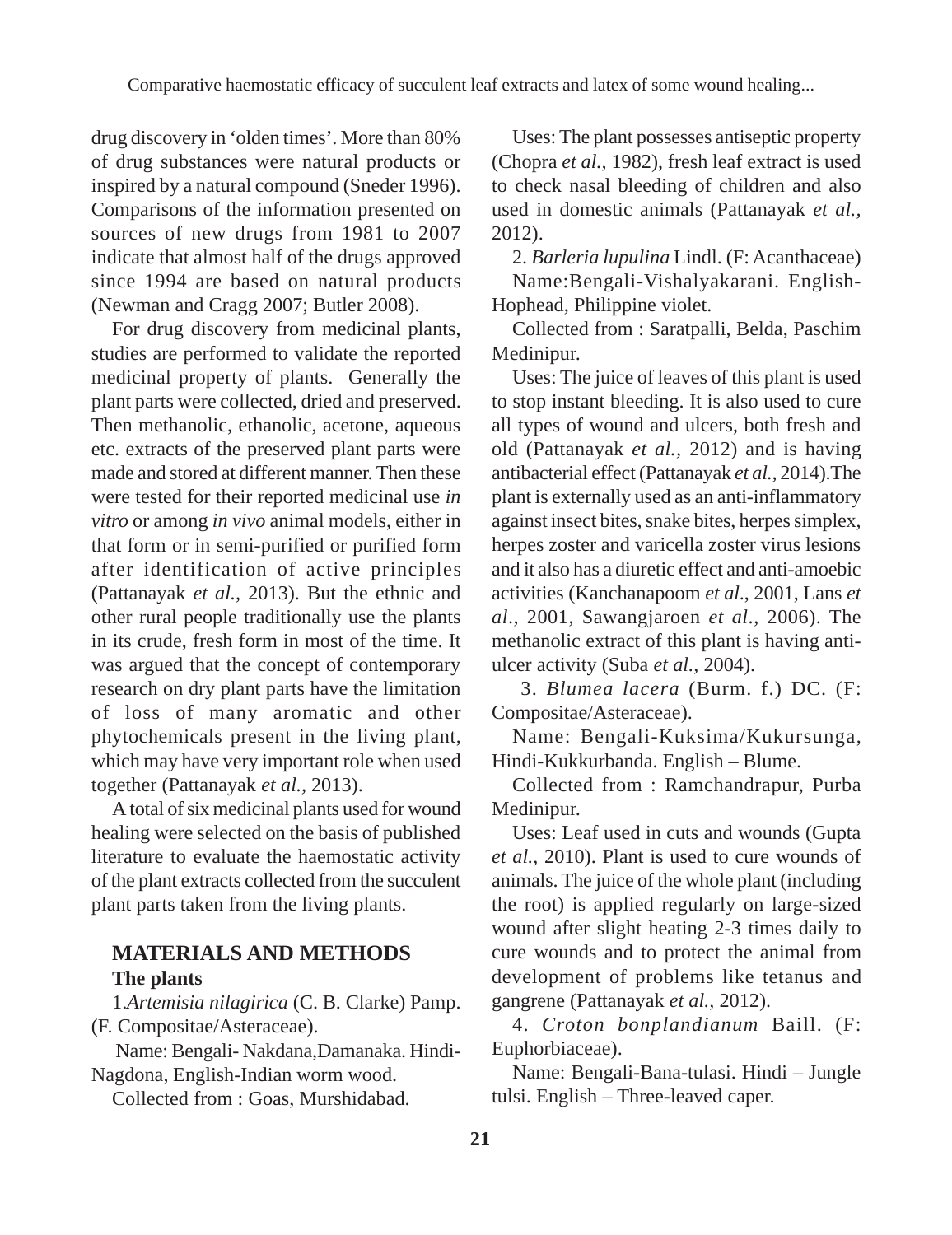drug discovery in 'olden times'. More than 80% of drug substances were natural products or inspired by a natural compound (Sneder 1996). Comparisons of the information presented on sources of new drugs from 1981 to 2007 indicate that almost half of the drugs approved since 1994 are based on natural products (Newman and Cragg 2007; Butler 2008).

For drug discovery from medicinal plants, studies are performed to validate the reported medicinal property of plants. Generally the plant parts were collected, dried and preserved. Then methanolic, ethanolic, acetone, aqueous etc. extracts of the preserved plant parts were made and stored at different manner. Then these were tested for their reported medicinal use *in vitro* or among *in vivo* animal models, either in that form or in semi-purified or purified form after identification of active principles (Pattanayak *et al.,* 2013). But the ethnic and other rural people traditionally use the plants in its crude, fresh form in most of the time. It was argued that the concept of contemporary research on dry plant parts have the limitation of loss of many aromatic and other phytochemicals present in the living plant, which may have very important role when used together (Pattanayak *et al.,* 2013).

A total of six medicinal plants used for wound healing were selected on the basis of published literature to evaluate the haemostatic activity of the plant extracts collected from the succulent plant parts taken from the living plants.

## MATERIALS AND METHODS

### The plants

1.*Artemisia nilagirica* (C. B. Clarke) Pamp. (F. Compositae/Asteraceae).

Name: Bengali- Nakdana,Damanaka. Hindi-Nagdona, English-Indian worm wood.

Collected from : Goas, Murshidabad.

Uses: The plant possesses antiseptic property (Chopra *et al.,* 1982), fresh leaf extract is used to check nasal bleeding of children and also used in domestic animals (Pattanayak *et al.,* 2012).

2. *Barleria lupulina* Lindl. (F: Acanthaceae)

Name:Bengali-Vishalyakarani. English-Hophead, Philippine violet.

Collected from : Saratpalli, Belda, Paschim Medinipur.

Uses: The juice of leaves of this plant is used to stop instant bleeding. It is also used to cure all types of wound and ulcers, both fresh and old (Pattanayak *et al.,* 2012) and is having antibacterial effect (Pattanayak *et al.,* 2014).The plant is externally used as an anti-inflammatory against insect bites, snake bites, herpes simplex, herpes zoster and varicella zoster virus lesions and it also has a diuretic effect and anti-amoebic activities (Kanchanapoom *et al.,* 2001, Lans *et al.,* 2001, Sawangjaroen *et al.,* 2006). The methanolic extract of this plant is having anti-ulcer activity (Suba *et al.,* 2004).

3. *Blumea lacera* (Burm. f.) DC. (F: Compositae/Asteraceae).

Name: Bengali-Kuksima/Kukursunga, Hindi-Kukkurbanda. English – Blume.

Collected from : Ramchandrapur, Purba Medinipur.

Uses: Leaf used in cuts and wounds (Gupta *et al.,* 2010). Plant is used to cure wounds of animals. The juice of the whole plant (including the root) is applied regularly on large-sized wound after slight heating 2-3 times daily to cure wounds and to protect the animal from development of problems like tetanus and gangrene (Pattanayak *et al.,* 2012).

4. *Croton bonplandianum* Baill. (F: Euphorbiaceae).

Name: Bengali-Bana-tulasi. Hindi – Jungle tulsi. English – Three-leaved caper.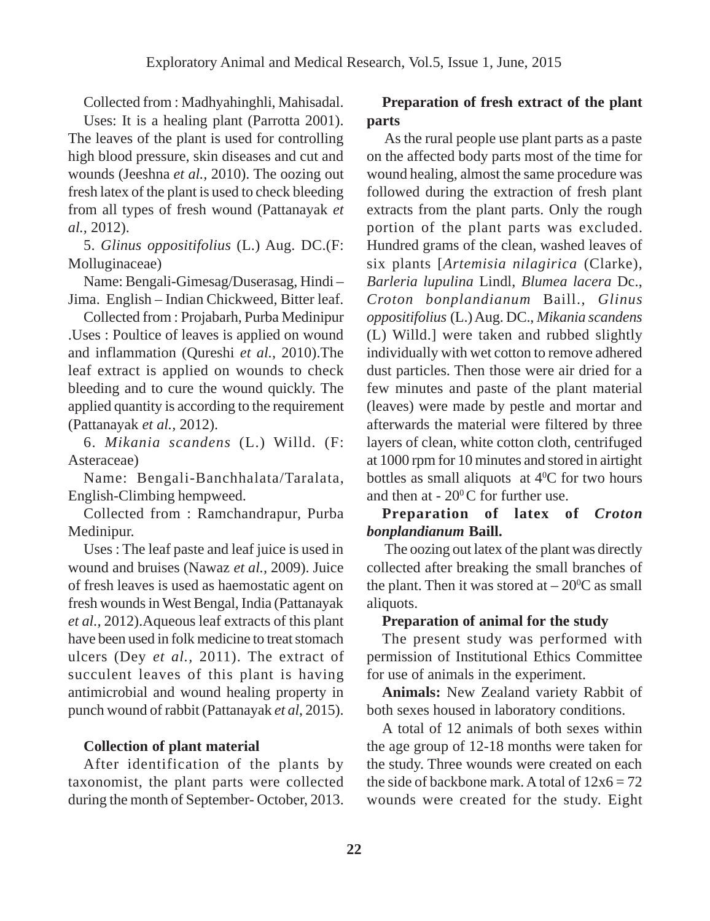Collected from : Madhyahinghli, Mahisadal.

Uses: It is a healing plant (Parrotta 2001). The leaves of the plant is used for controlling high blood pressure, skin diseases and cut and wounds (Jeeshna *et al.,* 2010). The oozing out fresh latex of the plant is used to check bleeding from all types of fresh wound (Pattanayak *et al.,* 2012).

5. *Glinus oppositifolius* (L.) Aug. DC.(F: Molluginaceae)

Name: Bengali-Gimesag/Duserasag, Hindi – Jima. English – Indian Chickweed, Bitter leaf.

Collected from : Projabarh, Purba Medinipur .Uses : Poultice of leaves is applied on wound and inflammation (Qureshi *et al.,* 2010).The leaf extract is applied on wounds to check bleeding and to cure the wound quickly. The applied quantity is according to the requirement (Pattanayak *et al.,* 2012).

6. *Mikania scandens* (L.) Willd. (F: Asteraceae)

Name: Bengali-Banchhalata/Taralata, English-Climbing hempweed.

Collected from : Ramchandrapur, Purba Medinipur.

Uses : The leaf paste and leaf juice is used in wound and bruises (Nawaz *et al.,* 2009). Juice of fresh leaves is used as haemostatic agent on fresh wounds in West Bengal, India (Pattanayak *et al.,* 2012).Aqueous leaf extracts of this plant have been used in folk medicine to treat stomach ulcers (Dey *et al.,* 2011). The extract of succulent leaves of this plant is having antimicrobial and wound healing property in punch wound of rabbit (Pattanayak *et al*, 2015).

**Collection of plant material**

After identification of the plants by taxonomist, the plant parts were collected during the month of September- October, 2013.

**Preparation of fresh extract of the plant parts**

As the rural people use plant parts as a paste on the affected body parts most of the time for wound healing, almost the same procedure was followed during the extraction of fresh plant extracts from the plant parts. Only the rough portion of the plant parts was excluded. Hundred grams of the clean, washed leaves of six plants [*Artemisia nilagirica* (Clarke), *Barleria lupulina* Lindl, *Blumea lacera* Dc., *Croton bonplandianum* Baill., *Glinus oppositifolius* (L.) Aug. DC., *Mikania scandens* (L) Willd.] were taken and rubbed slightly individually with wet cotton to remove adhered dust particles. Then those were air dried for a few minutes and paste of the plant material (leaves) were made by pestle and mortar and afterwards the material were filtered by three layers of clean, white cotton cloth, centrifuged at 1000 rpm for 10 minutes and stored in airtight bottles as small aliquots at $4^0$C for two hours and then at - $20^0$ C for further use.

**Preparation of latex of *Croton bonplandianum* Baill.**

The oozing out latex of the plant was directly collected after breaking the small branches of the plant. Then it was stored at – $20^0$C as small aliquots.

**Preparation of animal for the study**

The present study was performed with permission of Institutional Ethics Committee for use of animals in the experiment.

**Animals:** New Zealand variety Rabbit of both sexes housed in laboratory conditions.

A total of 12 animals of both sexes within the age group of 12-18 months were taken for the study. Three wounds were created on each the side of backbone mark. A total of 12x6 = 72 wounds were created for the study. Eight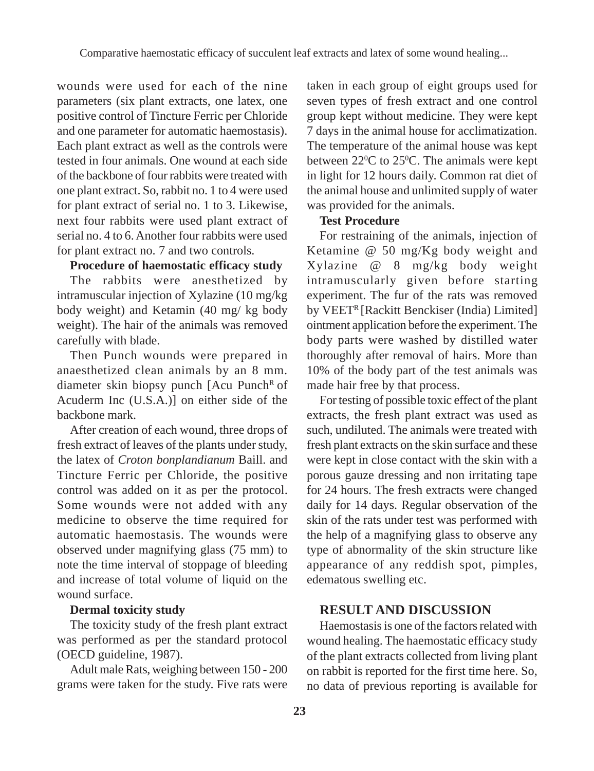wounds were used for each of the nine parameters (six plant extracts, one latex, one positive control of Tincture Ferric per Chloride and one parameter for automatic haemostasis). Each plant extract as well as the controls were tested in four animals. One wound at each side of the backbone of four rabbits were treated with one plant extract. So, rabbit no. 1 to 4 were used for plant extract of serial no. 1 to 3. Likewise, next four rabbits were used plant extract of serial no. 4 to 6. Another four rabbits were used for plant extract no. 7 and two controls.

**Procedure of haemostatic efficacy study**

The rabbits were anesthetized by intramuscular injection of Xylazine (10 mg/kg body weight) and Ketamin (40 mg/ kg body weight). The hair of the animals was removed carefully with blade.

Then Punch wounds were prepared in anaesthetized clean animals by an 8 mm. diameter skin biopsy punch [Acu Punch[R] of Acuderm Inc (U.S.A.)] on either side of the backbone mark.

After creation of each wound, three drops of fresh extract of leaves of the plants under study, the latex of *Croton bonplandianum* Baill. and Tincture Ferric per Chloride, the positive control was added on it as per the protocol. Some wounds were not added with any medicine to observe the time required for automatic haemostasis. The wounds were observed under magnifying glass (75 mm) to note the time interval of stoppage of bleeding and increase of total volume of liquid on the wound surface.

**Dermal toxicity study**

The toxicity study of the fresh plant extract was performed as per the standard protocol (OECD guideline, 1987).

Adult male Rats, weighing between 150 - 200 grams were taken for the study. Five rats were taken in each group of eight groups used for seven types of fresh extract and one control group kept without medicine. They were kept 7 days in the animal house for acclimatization. The temperature of the animal house was kept between $22^0$C to $25^0$C. The animals were kept in light for 12 hours daily. Common rat diet of the animal house and unlimited supply of water was provided for the animals.

**Test Procedure**

For restraining of the animals, injection of Ketamine @ 50 mg/Kg body weight and Xylazine @ 8 mg/kg body weight intramuscularly given before starting experiment. The fur of the rats was removed by VEET[R] [Rackitt Benckiser (India) Limited] ointment application before the experiment. The body parts were washed by distilled water thoroughly after removal of hairs. More than 10% of the body part of the test animals was made hair free by that process.

For testing of possible toxic effect of the plant extracts, the fresh plant extract was used as such, undiluted. The animals were treated with fresh plant extracts on the skin surface and these were kept in close contact with the skin with a porous gauze dressing and non irritating tape for 24 hours. The fresh extracts were changed daily for 14 days. Regular observation of the skin of the rats under test was performed with the help of a magnifying glass to observe any type of abnormality of the skin structure like appearance of any reddish spot, pimples, edematous swelling etc.

## RESULT AND DISCUSSION

Haemostasis is one of the factors related with wound healing. The haemostatic efficacy study of the plant extracts collected from living plant on rabbit is reported for the first time here. So, no data of previous reporting is available for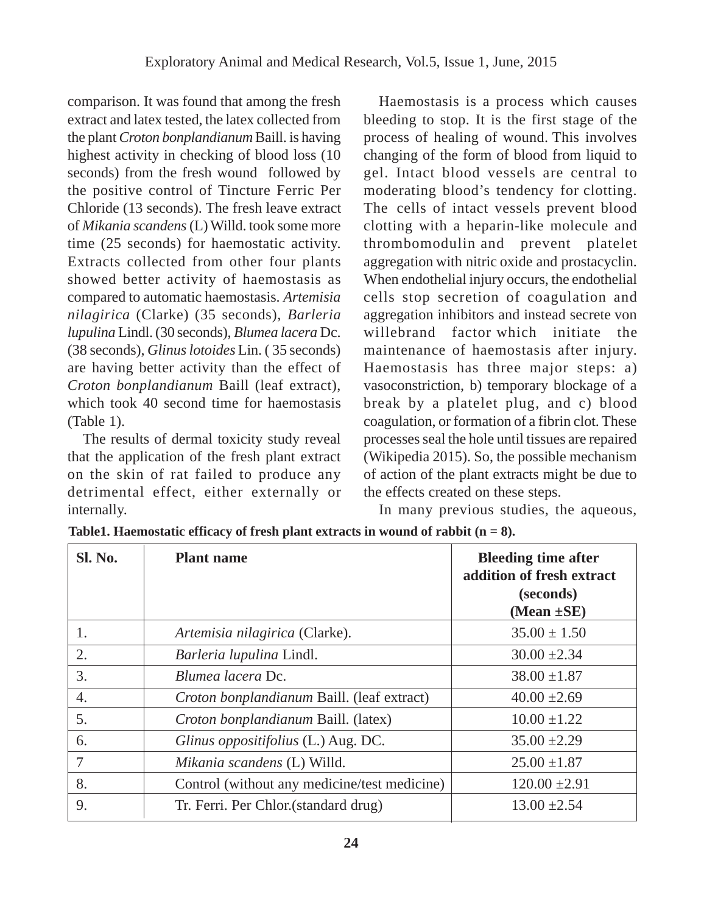comparison. It was found that among the fresh extract and latex tested, the latex collected from the plant *Croton bonplandianum* Baill. is having highest activity in checking of blood loss (10 seconds) from the fresh wound followed by the positive control of Tincture Ferric Per Chloride (13 seconds). The fresh leave extract of *Mikania scandens* (L) Willd. took some more time (25 seconds) for haemostatic activity. Extracts collected from other four plants showed better activity of haemostasis as compared to automatic haemostasis. *Artemisia nilagirica* (Clarke) (35 seconds), *Barleria lupulina* Lindl. (30 seconds), *Blumea lacera* Dc. (38 seconds), *Glinus lotoides* Lin. ( 35 seconds) are having better activity than the effect of *Croton bonplandianum* Baill (leaf extract), which took 40 second time for haemostasis (Table 1).

The results of dermal toxicity study reveal that the application of the fresh plant extract on the skin of rat failed to produce any detrimental effect, either externally or internally.

Haemostasis is a process which causes bleeding to stop. It is the first stage of the process of healing of wound. This involves changing of the form of blood from liquid to gel. Intact blood vessels are central to moderating blood's tendency for clotting. The cells of intact vessels prevent blood clotting with a heparin-like molecule and thrombomodulin and prevent platelet aggregation with nitric oxide and prostacyclin. When endothelial injury occurs, the endothelial cells stop secretion of coagulation and aggregation inhibitors and instead secrete von willebrand factor which initiate the maintenance of haemostasis after injury. Haemostasis has three major steps: a) vasoconstriction, b) temporary blockage of a break by a platelet plug, and c) blood coagulation, or formation of a fibrin clot. These processes seal the hole until tissues are repaired (Wikipedia 2015). So, the possible mechanism of action of the plant extracts might be due to the effects created on these steps.

In many previous studies, the aqueous,

**Table1. Haemostatic efficacy of fresh plant extracts in wound of rabbit (n = 8).**

| Sl. No. | Plant name | Bleeding time after addition of fresh extract (seconds) (Mean ±SE) |
|---|---|---|
| 1. | *Artemisia nilagirica* (Clarke). | 35.00 ± 1.50 |
| 2. | *Barleria lupulina* Lindl. | 30.00 ±2.34 |
| 3. | *Blumea lacera* Dc. | 38.00 ±1.87 |
| 4. | *Croton bonplandianum* Baill. (leaf extract) | 40.00 ±2.69 |
| 5. | *Croton bonplandianum* Baill. (latex) | 10.00 ±1.22 |
| 6. | *Glinus oppositifolius* (L.) Aug. DC. | 35.00 ±2.29 |
| 7 | *Mikania scandens* (L) Willd. | 25.00 ±1.87 |
| 8. | Control (without any medicine/test medicine) | 120.00 ±2.91 |
| 9. | Tr. Ferri. Per Chlor.(standard drug) | 13.00 ±2.54 |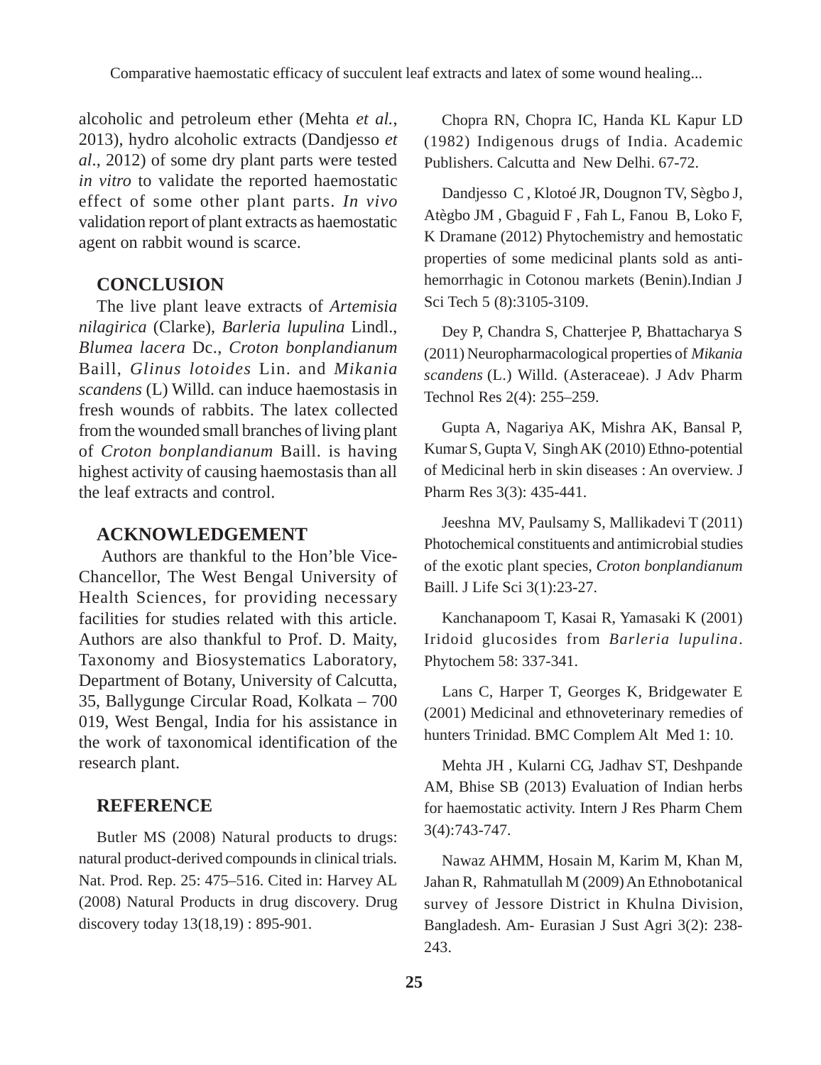alcoholic and petroleum ether (Mehta *et al.*, 2013), hydro alcoholic extracts (Dandjesso *et al.*, 2012) of some dry plant parts were tested *in vitro* to validate the reported haemostatic effect of some other plant parts. *In vivo* validation report of plant extracts as haemostatic agent on rabbit wound is scarce.

## CONCLUSION

The live plant leave extracts of *Artemisia nilagirica* (Clarke), *Barleria lupulina* Lindl., *Blumea lacera* Dc., *Croton bonplandianum* Baill, *Glinus lotoides* Lin. and *Mikania scandens* (L) Willd. can induce haemostasis in fresh wounds of rabbits. The latex collected from the wounded small branches of living plant of *Croton bonplandianum* Baill. is having highest activity of causing haemostasis than all the leaf extracts and control.

## ACKNOWLEDGEMENT

Authors are thankful to the Hon'ble Vice-Chancellor, The West Bengal University of Health Sciences, for providing necessary facilities for studies related with this article. Authors are also thankful to Prof. D. Maity, Taxonomy and Biosystematics Laboratory, Department of Botany, University of Calcutta, 35, Ballygunge Circular Road, Kolkata – 700 019, West Bengal, India for his assistance in the work of taxonomical identification of the research plant.

## REFERENCE

Butler MS (2008) Natural products to drugs: natural product-derived compounds in clinical trials. Nat. Prod. Rep. 25: 475–516. Cited in: Harvey AL (2008) Natural Products in drug discovery. Drug discovery today 13(18,19) : 895-901.

Chopra RN, Chopra IC, Handa KL Kapur LD (1982) Indigenous drugs of India. Academic Publishers. Calcutta and New Delhi. 67-72.

Dandjesso C , Klotoé JR, Dougnon TV, Sègbo J, Atègbo JM , Gbaguid F , Fah L, Fanou B, Loko F, K Dramane (2012) Phytochemistry and hemostatic properties of some medicinal plants sold as anti-hemorrhagic in Cotonou markets (Benin).Indian J Sci Tech 5 (8):3105-3109.

Dey P, Chandra S, Chatterjee P, Bhattacharya S (2011) Neuropharmacological properties of *Mikania scandens* (L.) Willd. (Asteraceae). J Adv Pharm Technol Res 2(4): 255–259.

Gupta A, Nagariya AK, Mishra AK, Bansal P, Kumar S, Gupta V, Singh AK (2010) Ethno-potential of Medicinal herb in skin diseases : An overview. J Pharm Res 3(3): 435-441.

Jeeshna MV, Paulsamy S, Mallikadevi T (2011) Photochemical constituents and antimicrobial studies of the exotic plant species, *Croton bonplandianum* Baill. J Life Sci 3(1):23-27.

Kanchanapoom T, Kasai R, Yamasaki K (2001) Iridoid glucosides from *Barleria lupulina*. Phytochem 58: 337-341.

Lans C, Harper T, Georges K, Bridgewater E (2001) Medicinal and ethnoveterinary remedies of hunters Trinidad. BMC Complem Alt Med 1: 10.

Mehta JH , Kularni CG, Jadhav ST, Deshpande AM, Bhise SB (2013) Evaluation of Indian herbs for haemostatic activity. Intern J Res Pharm Chem 3(4):743-747.

Nawaz AHMM, Hosain M, Karim M, Khan M, Jahan R, Rahmatullah M (2009) An Ethnobotanical survey of Jessore District in Khulna Division, Bangladesh. Am- Eurasian J Sust Agri 3(2): 238-243.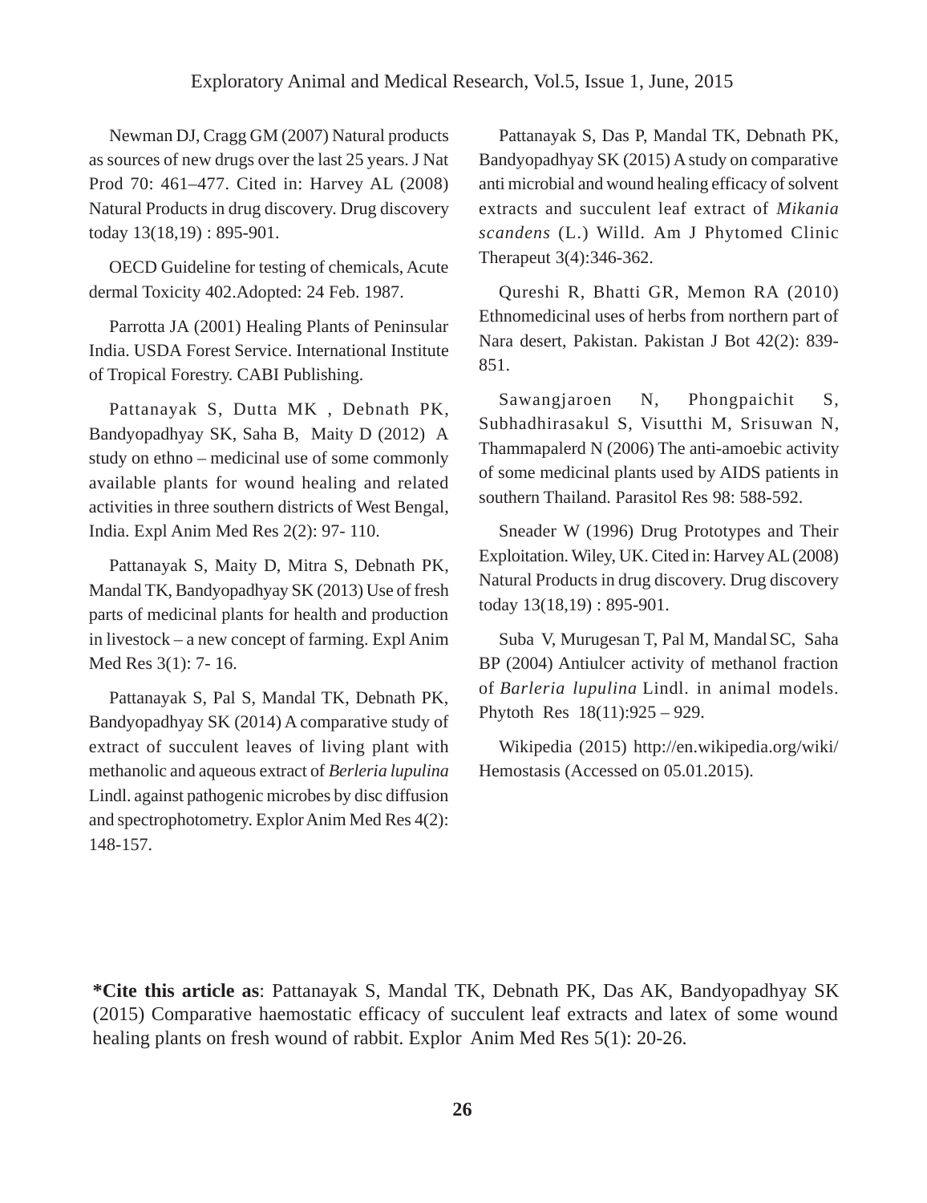Newman DJ, Cragg GM (2007) Natural products as sources of new drugs over the last 25 years. J Nat Prod 70: 461–477. Cited in: Harvey AL (2008) Natural Products in drug discovery. Drug discovery today 13(18,19) : 895-901.

OECD Guideline for testing of chemicals, Acute dermal Toxicity 402.Adopted: 24 Feb. 1987.

Parrotta JA (2001) Healing Plants of Peninsular India. USDA Forest Service. International Institute of Tropical Forestry. CABI Publishing.

Pattanayak S, Dutta MK , Debnath PK, Bandyopadhyay SK, Saha B, Maity D (2012) A study on ethno – medicinal use of some commonly available plants for wound healing and related activities in three southern districts of West Bengal, India. Expl Anim Med Res 2(2): 97- 110.

Pattanayak S, Maity D, Mitra S, Debnath PK, Mandal TK, Bandyopadhyay SK (2013) Use of fresh parts of medicinal plants for health and production in livestock – a new concept of farming. Expl Anim Med Res 3(1): 7- 16.

Pattanayak S, Pal S, Mandal TK, Debnath PK, Bandyopadhyay SK (2014) A comparative study of extract of succulent leaves of living plant with methanolic and aqueous extract of *Berleria lupulina* Lindl. against pathogenic microbes by disc diffusion and spectrophotometry. Explor Anim Med Res 4(2): 148-157.

Pattanayak S, Das P, Mandal TK, Debnath PK, Bandyopadhyay SK (2015) A study on comparative anti microbial and wound healing efficacy of solvent extracts and succulent leaf extract of *Mikania scandens* (L.) Willd. Am J Phytomed Clinic Therapeut 3(4):346-362.

Qureshi R, Bhatti GR, Memon RA (2010) Ethnomedicinal uses of herbs from northern part of Nara desert, Pakistan. Pakistan J Bot 42(2): 839-851.

Sawangjaroen N, Phongpaichit S, Subhadhirasakul S, Visutthi M, Srisuwan N, Thammapalerd N (2006) The anti-amoebic activity of some medicinal plants used by AIDS patients in southern Thailand. Parasitol Res 98: 588-592.

Sneader W (1996) Drug Prototypes and Their Exploitation. Wiley, UK. Cited in: Harvey AL (2008) Natural Products in drug discovery. Drug discovery today 13(18,19) : 895-901.

Suba V, Murugesan T, Pal M, Mandal SC, Saha BP (2004) Antiulcer activity of methanol fraction of *Barleria lupulina* Lindl. in animal models. Phytoth Res 18(11):925 – 929.

Wikipedia (2015) http://en.wikipedia.org/wiki/Hemostasis (Accessed on 05.01.2015).

**\*Cite this article as**: Pattanayak S, Mandal TK, Debnath PK, Das AK, Bandyopadhyay SK (2015) Comparative haemostatic efficacy of succulent leaf extracts and latex of some wound healing plants on fresh wound of rabbit. Explor Anim Med Res 5(1): 20-26.